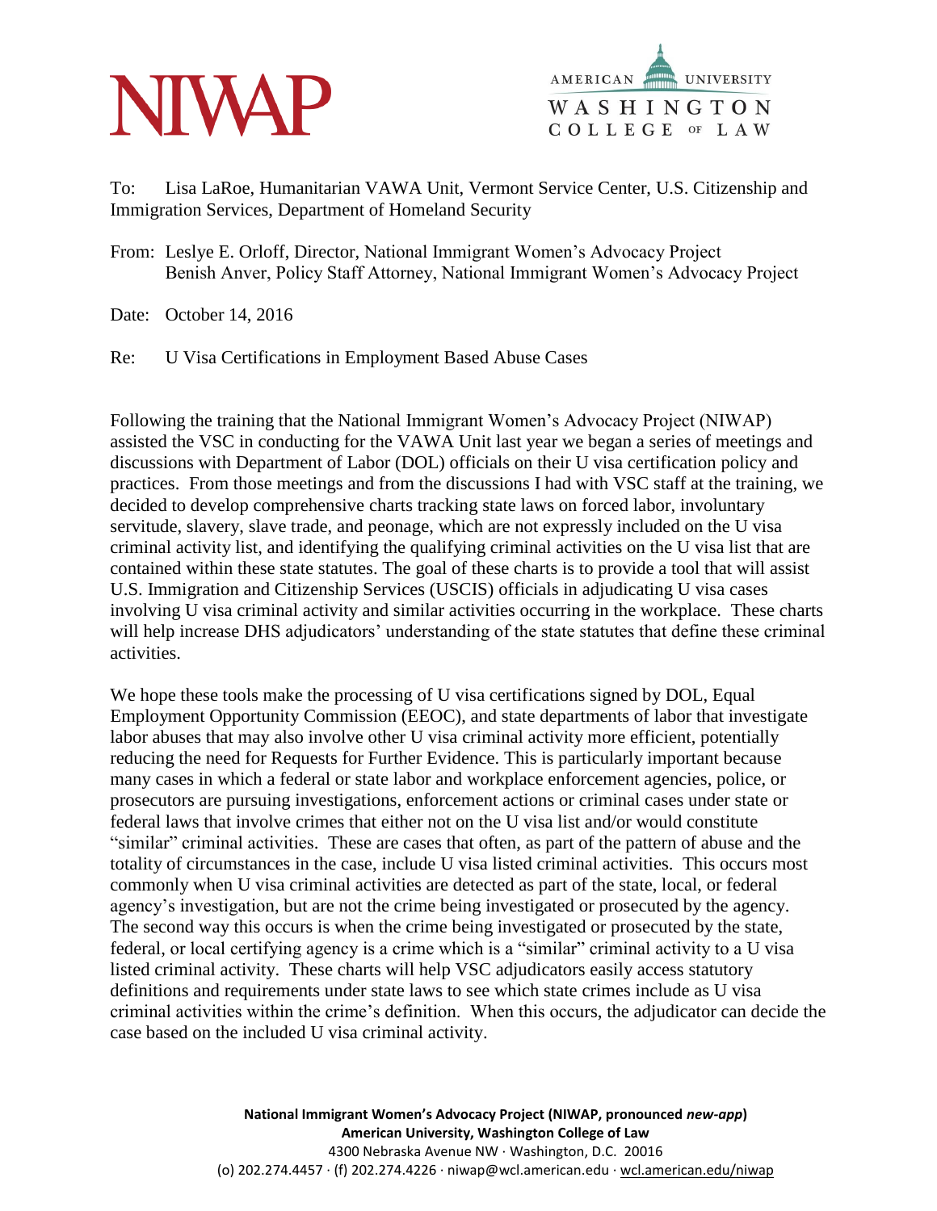NIWAP

AMERICAN UNIVERSITY
WASHINGTON
COLLEGE OF LAW

To: Lisa LaRoe, Humanitarian VAWA Unit, Vermont Service Center, U.S. Citizenship and Immigration Services, Department of Homeland Security

From: Leslye E. Orloff, Director, National Immigrant Women's Advocacy Project
Benish Anver, Policy Staff Attorney, National Immigrant Women's Advocacy Project

Date: October 14, 2016

Re: U Visa Certifications in Employment Based Abuse Cases

Following the training that the National Immigrant Women's Advocacy Project (NIWAP) assisted the VSC in conducting for the VAWA Unit last year we began a series of meetings and discussions with Department of Labor (DOL) officials on their U visa certification policy and practices. From those meetings and from the discussions I had with VSC staff at the training, we decided to develop comprehensive charts tracking state laws on forced labor, involuntary servitude, slavery, slave trade, and peonage, which are not expressly included on the U visa criminal activity list, and identifying the qualifying criminal activities on the U visa list that are contained within these state statutes. The goal of these charts is to provide a tool that will assist U.S. Immigration and Citizenship Services (USCIS) officials in adjudicating U visa cases involving U visa criminal activity and similar activities occurring in the workplace. These charts will help increase DHS adjudicators' understanding of the state statutes that define these criminal activities.

We hope these tools make the processing of U visa certifications signed by DOL, Equal Employment Opportunity Commission (EEOC), and state departments of labor that investigate labor abuses that may also involve other U visa criminal activity more efficient, potentially reducing the need for Requests for Further Evidence. This is particularly important because many cases in which a federal or state labor and workplace enforcement agencies, police, or prosecutors are pursuing investigations, enforcement actions or criminal cases under state or federal laws that involve crimes that either not on the U visa list and/or would constitute "similar" criminal activities. These are cases that often, as part of the pattern of abuse and the totality of circumstances in the case, include U visa listed criminal activities. This occurs most commonly when U visa criminal activities are detected as part of the state, local, or federal agency's investigation, but are not the crime being investigated or prosecuted by the agency. The second way this occurs is when the crime being investigated or prosecuted by the state, federal, or local certifying agency is a crime which is a "similar" criminal activity to a U visa listed criminal activity. These charts will help VSC adjudicators easily access statutory definitions and requirements under state laws to see which state crimes include as U visa criminal activities within the crime's definition. When this occurs, the adjudicator can decide the case based on the included U visa criminal activity.

**National Immigrant Women's Advocacy Project (NIWAP, pronounced *new-app*)**
**American University, Washington College of Law**
4300 Nebraska Avenue NW · Washington, D.C. 20016
(o) 202.274.4457 · (f) 202.274.4226 · niwap@wcl.american.edu · wcl.american.edu/niwap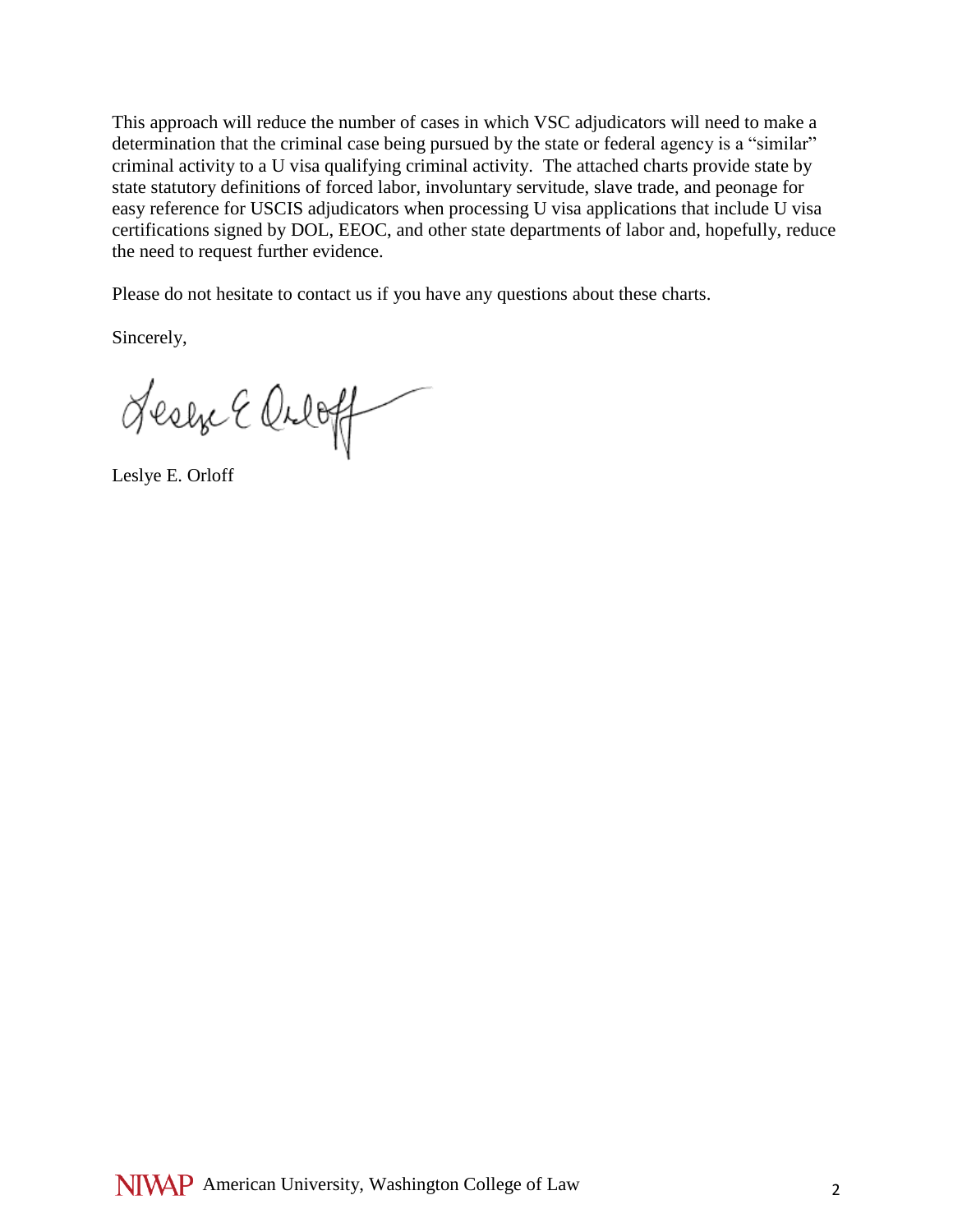This approach will reduce the number of cases in which VSC adjudicators will need to make a determination that the criminal case being pursued by the state or federal agency is a "similar" criminal activity to a U visa qualifying criminal activity. The attached charts provide state by state statutory definitions of forced labor, involuntary servitude, slave trade, and peonage for easy reference for USCIS adjudicators when processing U visa applications that include U visa certifications signed by DOL, EEOC, and other state departments of labor and, hopefully, reduce the need to request further evidence.

Please do not hesitate to contact us if you have any questions about these charts.

Sincerely,

Leslye E. Orloff